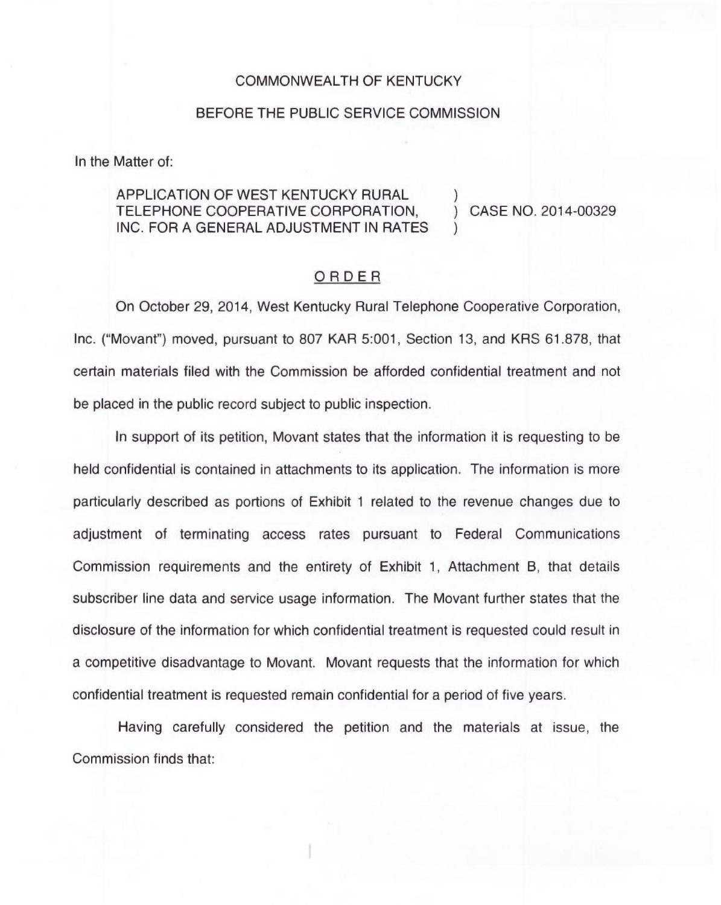COMMONWEALTH OF KENTUCKY

BEFORE THE PUBLIC SERVICE COMMISSION

In the Matter of:

APPLICATION OF WEST KENTUCKY RURAL TELEPHONE COOPERATIVE CORPORATION, INC. FOR A GENERAL ADJUSTMENT IN RATES ) CASE NO. 2014-00329

## ORDER

On October 29, 2014, West Kentucky Rural Telephone Cooperative Corporation, Inc. ("Movant") moved, pursuant to 807 KAR 5:001, Section 13, and KRS 61.878, that certain materials filed with the Commission be afforded confidential treatment and not be placed in the public record subject to public inspection.

In support of its petition, Movant states that the information it is requesting to be held confidential is contained in attachments to its application. The information is more particularly described as portions of Exhibit 1 related to the revenue changes due to adjustment of terminating access rates pursuant to Federal Communications Commission requirements and the entirety of Exhibit 1, Attachment B, that details subscriber line data and service usage information. The Movant further states that the disclosure of the information for which confidential treatment is requested could result in a competitive disadvantage to Movant. Movant requests that the information for which confidential treatment is requested remain confidential for a period of five years.

Having carefully considered the petition and the materials at issue, the Commission finds that: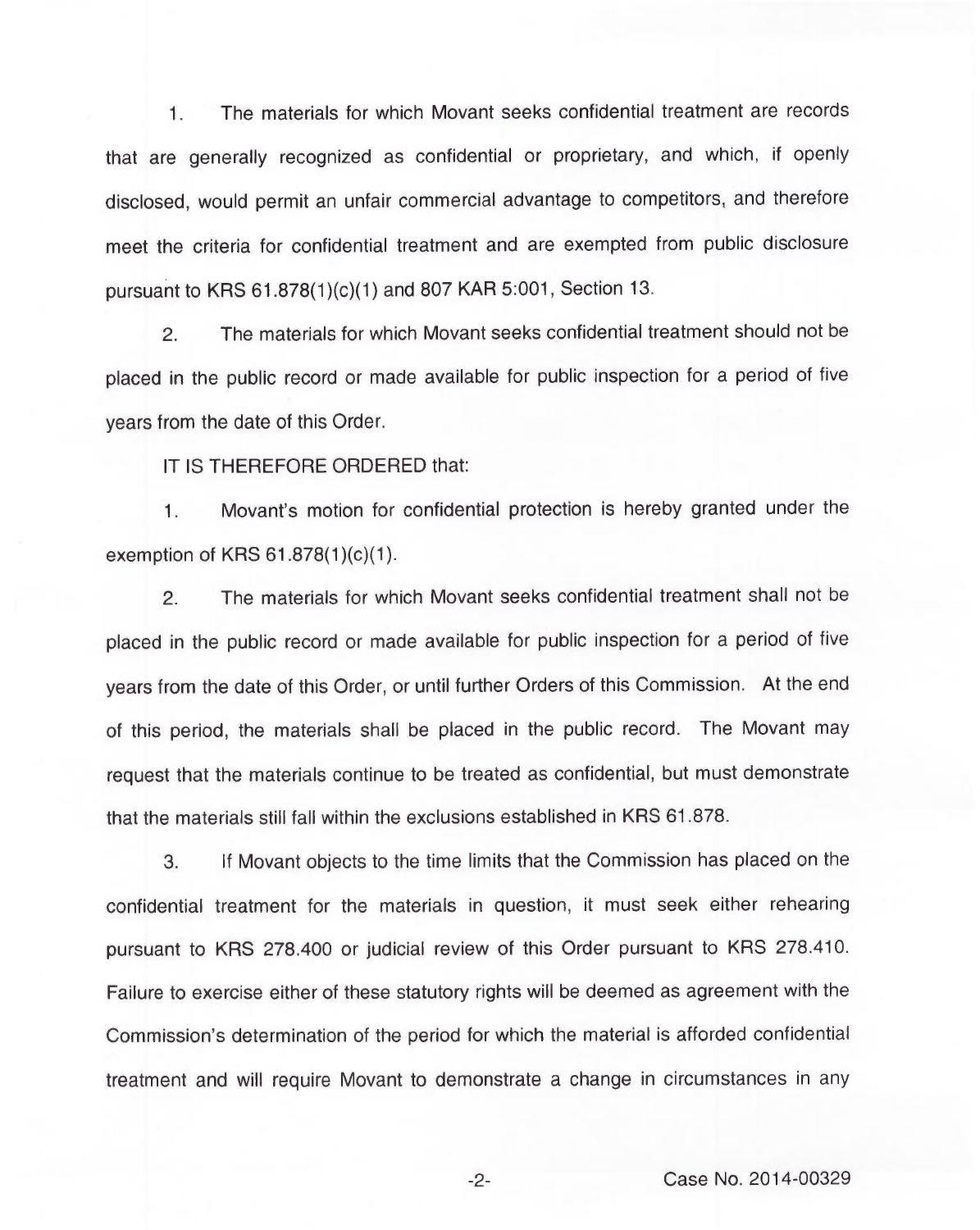1. The materials for which Movant seeks confidential treatment are records that are generally recognized as confidential or proprietary, and which, if openly disclosed, would permit an unfair commercial advantage to competitors, and therefore meet the criteria for confidential treatment and are exempted from public disclosure pursuant to KRS 61.878(1)(c)(1) and 807 KAR 5:001, Section 13.

2. The materials for which Movant seeks confidential treatment should not be placed in the public record or made available for public inspection for a period of five years from the date of this Order.

IT IS THEREFORE ORDERED that:

1. Movant's motion for confidential protection is hereby granted under the exemption of KRS 61.878(1)(c)(1).

2. The materials for which Movant seeks confidential treatment shall not be placed in the public record or made available for public inspection for a period of five years from the date of this Order, or until further Orders of this Commission. At the end of this period, the materials shall be placed in the public record. The Movant may request that the materials continue to be treated as confidential, but must demonstrate that the materials still fall within the exclusions established in KRS 61.878.

3. If Movant objects to the time limits that the Commission has placed on the confidential treatment for the materials in question, it must seek either rehearing pursuant to KRS 278.400 or judicial review of this Order pursuant to KRS 278.410. Failure to exercise either of these statutory rights will be deemed as agreement with the Commission's determination of the period for which the material is afforded confidential treatment and will require Movant to demonstrate a change in circumstances in any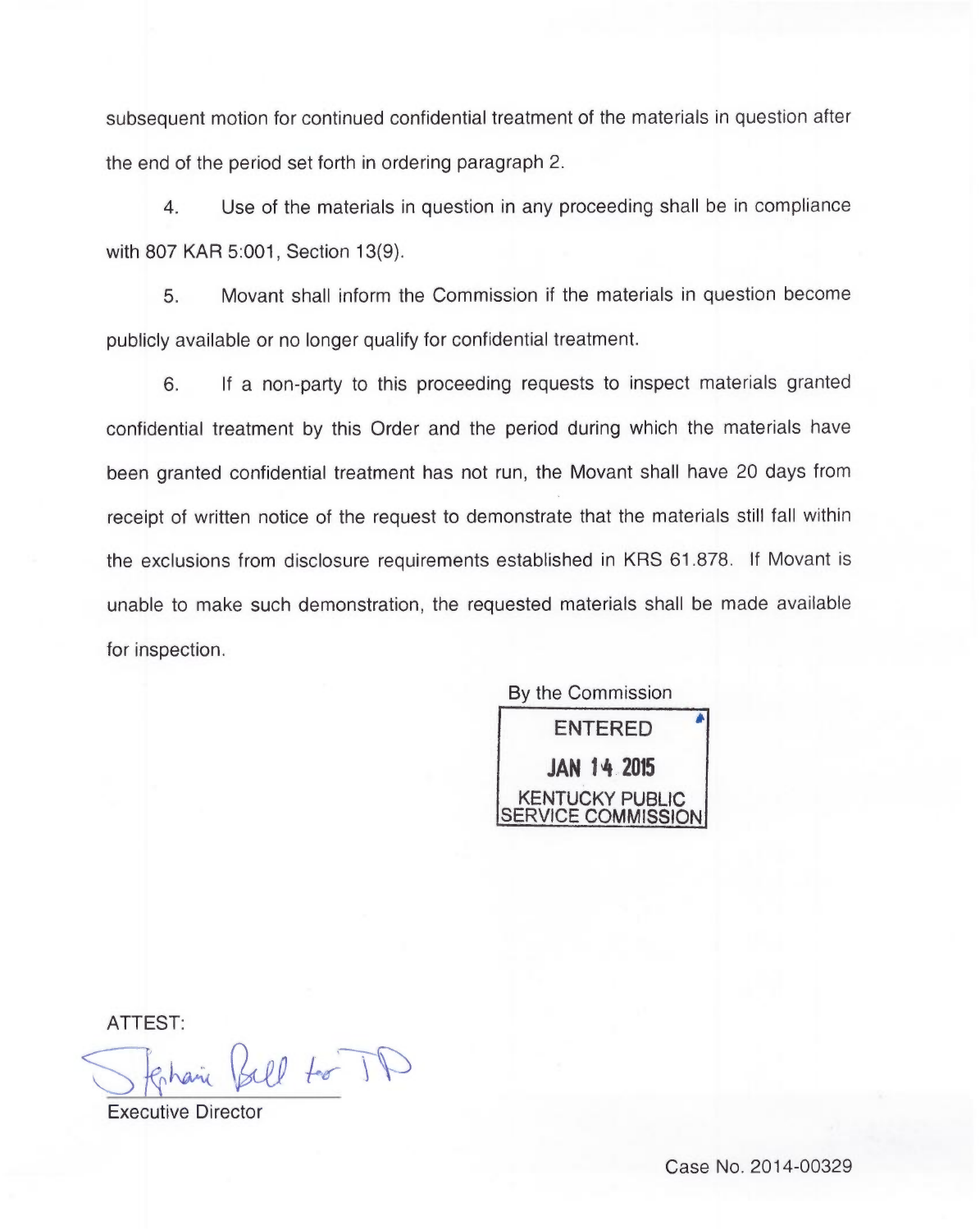subsequent motion for continued confidential treatment of the materials in question after the end of the period set forth in ordering paragraph 2.

4. Use of the materials in question in any proceeding shall be in compliance with 807 KAR 5:001, Section 13(9).

5. Movant shall inform the Commission if the materials in question become publicly available or no longer qualify for confidential treatment.

6. If a non-party to this proceeding requests to inspect materials granted confidential treatment by this Order and the period during which the materials have been granted confidential treatment has not run, the Movant shall have 20 days from receipt of written notice of the request to demonstrate that the materials still fall within the exclusions from disclosure requirements established in KRS 61.878. If Movant is unable to make such demonstration, the requested materials shall be made available for inspection.

By the Commission

ENTERED
JAN 14 2015
KENTUCKY PUBLIC SERVICE COMMISSION

ATTEST:

Stephanie Bell for JD

Executive Director

Case No. 2014-00329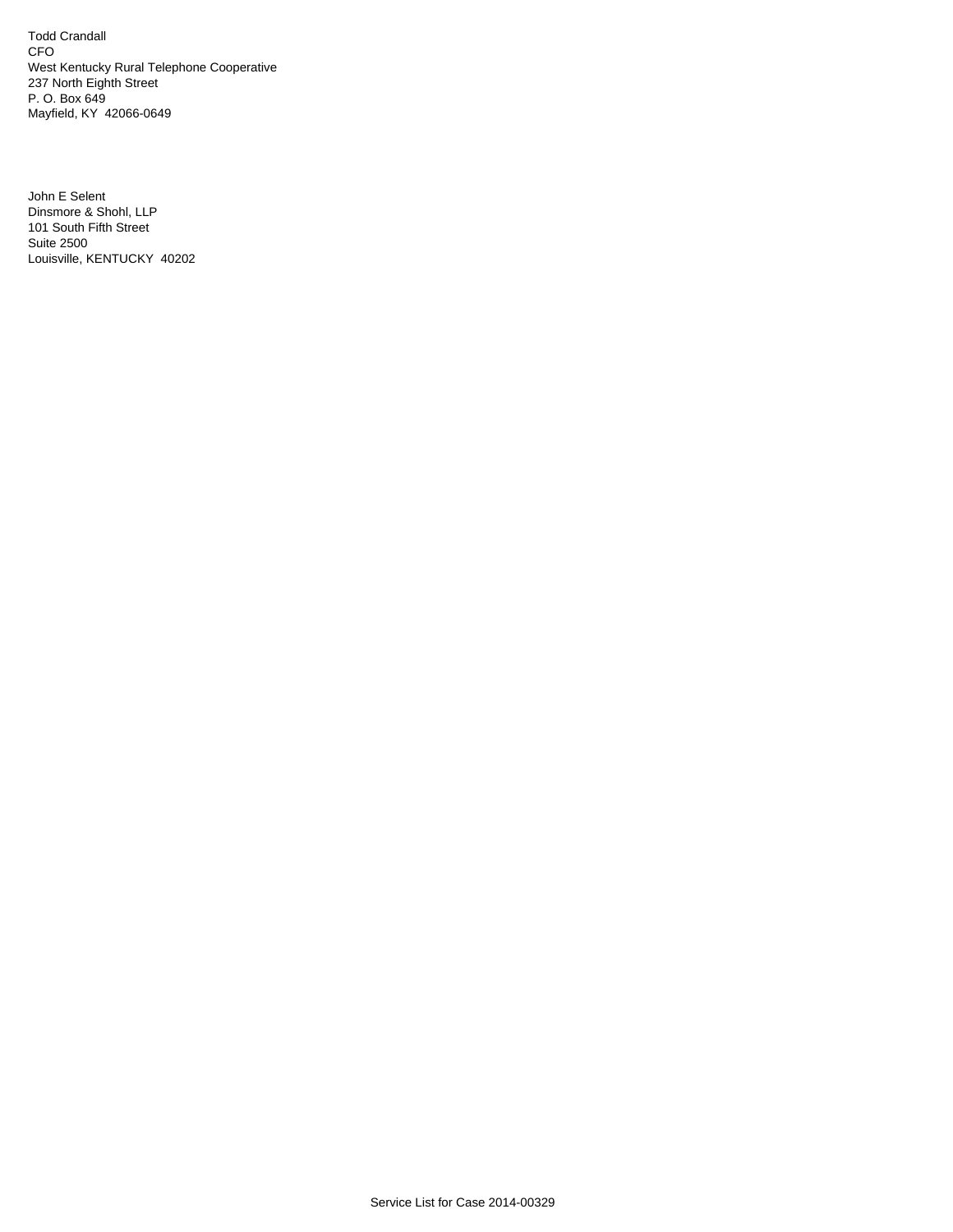Todd Crandall
CFO
West Kentucky Rural Telephone Cooperative
237 North Eighth Street
P. O. Box 649
Mayfield, KY  42066-0649

John E Selent
Dinsmore & Shohl, LLP
101 South Fifth Street
Suite 2500
Louisville, KENTUCKY  40202

Service List for Case 2014-00329